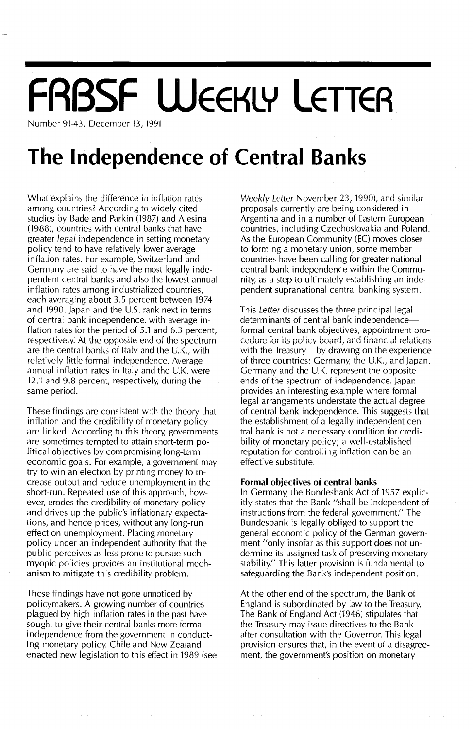# FRBSF Weekly Letter

Number 91-43, December 13, 1991

# The Independence of Central Banks

What explains the difference in inflation rates among countries? According to widely cited studies by Bade and Parkin (1987) and Alesina (1988), countries with central banks that have greater *legal* independence in setting monetary policy tend to have relatively lower average inflation rates. For example, Switzerland and Germany are said to have the most legally independent central banks and also the lowest annual inflation rates among industrialized countries, each averaging about 3.5 percent between 1974 and 1990. Japan and the U.S. rank next in terms of central bank independence, with average inflation rates for the period of 5.1 and 6.3 percent, respectively. At the opposite end of the spectrum are the central banks of Italy and the U.K., with relatively little formal independence. Average annual inflation rates in Italy and the U.K. were 12.1 and 9.8 percent, respectively, during the same period.

These findings are consistent with the theory that inflation and the credibility of monetary policy are linked. According to this theory, governments are sometimes tempted to attain short-term political objectives by compromising long-term economic goals. For example, a government may try to win an election by printing money to increase output and reduce unemployment in the short-run. Repeated use of this approach, however, erodes the credibility of monetary policy and drives up the public's inflationary expectations, and hence prices, without any long-run effect on unemployment. Placing monetary policy under an independent authority that the public perceives as less prone to pursue such myopic policies provides an institutional mechanism to mitigate this credibility problem.

These findings have not gone unnoticed by policymakers. A growing number of countries plagued by high inflation rates in the past have sought to give their central banks more formal independence from the government in conducting monetary policy. Chile and New Zealand enacted new legislation to this effect in 1989 (see *Weekly Letter* November 23, 1990), and similar proposals currently are being considered in Argentina and in a number of Eastern European countries, including Czechoslovakia and Poland. As the European Community (EC) moves closer to forming a monetary union, some member countries have been calling for greater national central bank independence within the Community, as a step to ultimately establishing an independent supranational central banking system.

This *Letter* discusses the three principal legal determinants of central bank independence—formal central bank objectives, appointment procedure for its policy board, and financial relations with the Treasury—by drawing on the experience of three countries: Germany, the U.K., and Japan. Germany and the U.K. represent the opposite ends of the spectrum of independence. Japan provides an interesting example where formal legal arrangements understate the actual degree of central bank independence. This suggests that the establishment of a legally independent central bank is not a necessary condition for credibility of monetary policy; a well-established reputation for controlling inflation can be an effective substitute.

### Formal objectives of central banks

In Germany, the Bundesbank Act of 1957 explicitly states that the Bank "shall be independent of instructions from the federal government." The Bundesbank is legally obliged to support the general economic policy of the German government "only insofar as this support does not undermine its assigned task of preserving monetary stability." This latter provision is fundamental to safeguarding the Bank's independent position.

At the other end of the spectrum, the Bank of England is subordinated by law to the Treasury. The Bank of England Act (1946) stipulates that the Treasury may issue directives to the Bank after consultation with the Governor. This legal provision ensures that, in the event of a disagreement, the government's position on monetary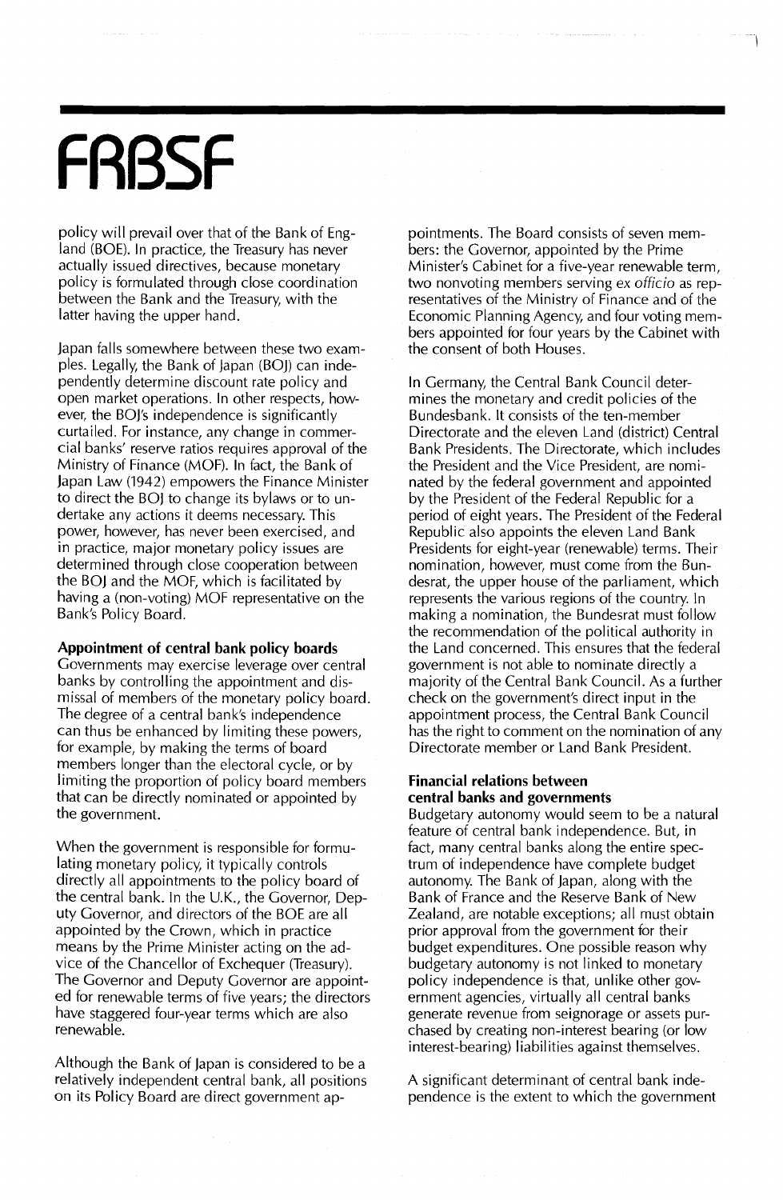policy will prevail over that of the Bank of England (BOE). In practice, the Treasury has never actually issued directives, because monetary policy is formulated through close coordination between the Bank and the Treasury, with the latter having the upper hand.

Japan falls somewhere between these two examples. Legally, the Bank of Japan (BOJ) can independently determine discount rate policy and open market operations. In other respects, however, the BOJ's independence is significantly curtailed. For instance, any change in commercial banks' reserve ratios requires approval of the Ministry of Finance (MOF). In fact, the Bank of Japan Law (1942) empowers the Finance Minister to direct the BOJ to change its bylaws or to undertake any actions it deems necessary. This power, however, has never been exercised, and in practice, major monetary policy issues are determined through close cooperation between the BOJ and the MOF, which is facilitated by having a (non-voting) MOF representative on the Bank's Policy Board.

**Appointment of central bank policy boards**
Governments may exercise leverage over central banks by controlling the appointment and dismissal of members of the monetary policy board. The degree of a central bank's independence can thus be enhanced by limiting these powers, for example, by making the terms of board members longer than the electoral cycle, or by limiting the proportion of policy board members that can be directly nominated or appointed by the government.

When the government is responsible for formulating monetary policy, it typically controls directly all appointments to the policy board of the central bank. In the U.K., the Governor, Deputy Governor, and directors of the BOE are all appointed by the Crown, which in practice means by the Prime Minister acting on the advice of the Chancellor of Exchequer (Treasury). The Governor and Deputy Governor are appointed for renewable terms of five years; the directors have staggered four-year terms which are also renewable.

Although the Bank of Japan is considered to be a relatively independent central bank, all positions on its Policy Board are direct government appointments. The Board consists of seven members: the Governor, appointed by the Prime Minister's Cabinet for a five-year renewable term, two nonvoting members serving *ex officio* as representatives of the Ministry of Finance and of the Economic Planning Agency, and four voting members appointed for four years by the Cabinet with the consent of both Houses.

In Germany, the Central Bank Council determines the monetary and credit policies of the Bundesbank. It consists of the ten-member Directorate and the eleven Land (district) Central Bank Presidents. The Directorate, which includes the President and the Vice President, are nominated by the federal government and appointed by the President of the Federal Republic for a period of eight years. The President of the Federal Republic also appoints the eleven Land Bank Presidents for eight-year (renewable) terms. Their nomination, however, must come from the Bundesrat, the upper house of the parliament, which represents the various regions of the country. In making a nomination, the Bundesrat must follow the recommendation of the political authority in the Land concerned. This ensures that the federal government is not able to nominate directly a majority of the Central Bank Council. As a further check on the government's direct input in the appointment process, the Central Bank Council has the right to comment on the nomination of any Directorate member or Land Bank President.

**Financial relations between central banks and governments**
Budgetary autonomy would seem to be a natural feature of central bank independence. But, in fact, many central banks along the entire spectrum of independence have complete budget autonomy. The Bank of Japan, along with the Bank of France and the Reserve Bank of New Zealand, are notable exceptions; all must obtain prior approval from the government for their budget expenditures. One possible reason why budgetary autonomy is not linked to monetary policy independence is that, unlike other government agencies, virtually all central banks generate revenue from seignorage or assets purchased by creating non-interest bearing (or low interest-bearing) liabilities against themselves.

A significant determinant of central bank independence is the extent to which the government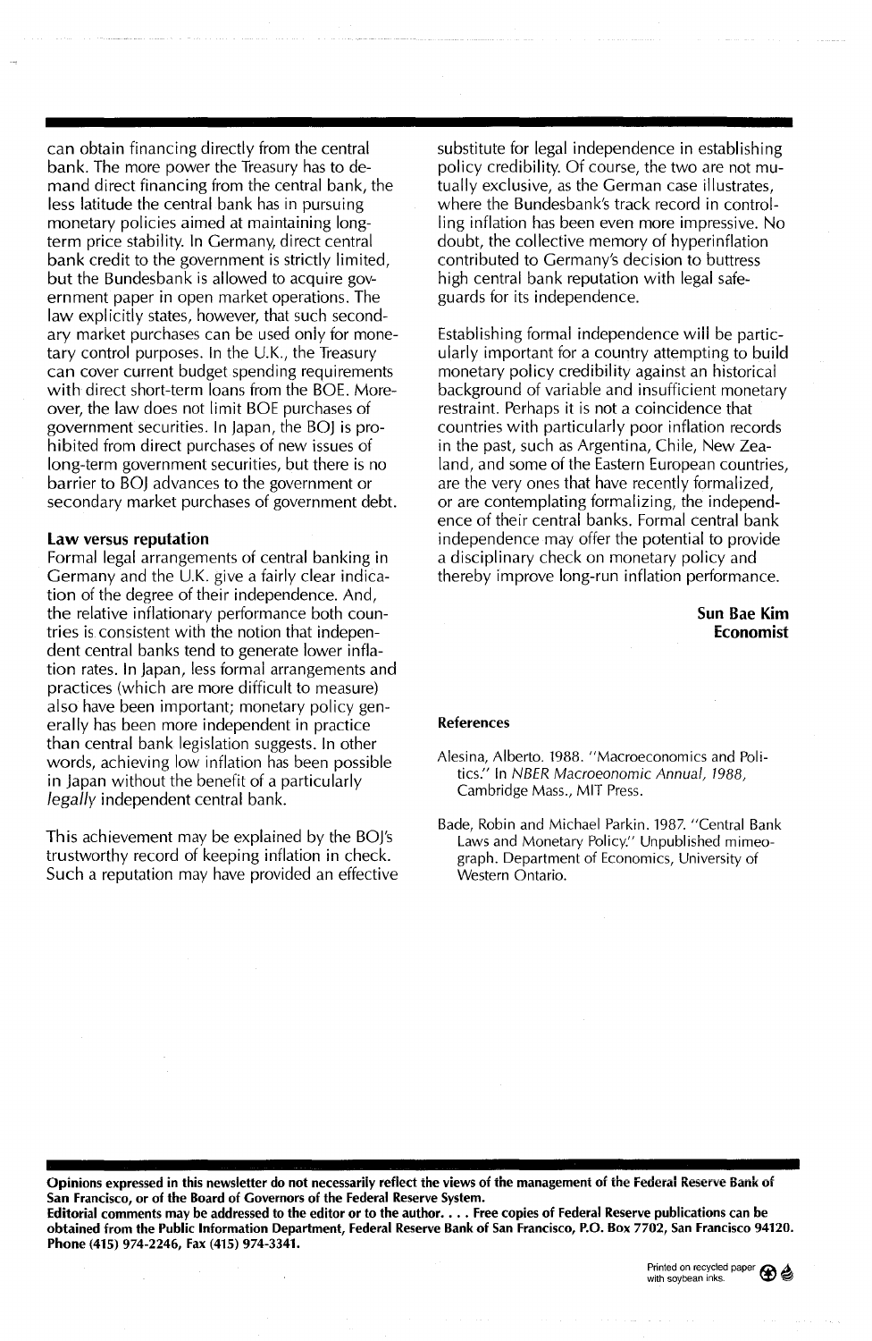can obtain financing directly from the central bank. The more power the Treasury has to demand direct financing from the central bank, the less latitude the central bank has in pursuing monetary policies aimed at maintaining long-term price stability. In Germany, direct central bank credit to the government is strictly limited, but the Bundesbank is allowed to acquire government paper in open market operations. The law explicitly states, however, that such secondary market purchases can be used only for monetary control purposes. In the U.K., the Treasury can cover current budget spending requirements with direct short-term loans from the BOE. Moreover, the law does not limit BOE purchases of government securities. In Japan, the BOJ is prohibited from direct purchases of new issues of long-term government securities, but there is no barrier to BOJ advances to the government or secondary market purchases of government debt.

**Law versus reputation**

Formal legal arrangements of central banking in Germany and the U.K. give a fairly clear indication of the degree of their independence. And, the relative inflationary performance both countries is consistent with the notion that independent central banks tend to generate lower inflation rates. In Japan, less formal arrangements and practices (which are more difficult to measure) also have been important; monetary policy generally has been more independent in practice than central bank legislation suggests. In other words, achieving low inflation has been possible in Japan without the benefit of a particularly *legally* independent central bank.

This achievement may be explained by the BOJ's trustworthy record of keeping inflation in check. Such a reputation may have provided an effective substitute for legal independence in establishing policy credibility. Of course, the two are not mutually exclusive, as the German case illustrates, where the Bundesbank's track record in controlling inflation has been even more impressive. No doubt, the collective memory of hyperinflation contributed to Germany's decision to buttress high central bank reputation with legal safeguards for its independence.

Establishing formal independence will be particularly important for a country attempting to build monetary policy credibility against an historical background of variable and insufficient monetary restraint. Perhaps it is not a coincidence that countries with particularly poor inflation records in the past, such as Argentina, Chile, New Zealand, and some of the Eastern European countries, are the very ones that have recently formalized, or are contemplating formalizing, the independence of their central banks. Formal central bank independence may offer the potential to provide a disciplinary check on monetary policy and thereby improve long-run inflation performance.

**Sun Bae Kim**
**Economist**

**References**

Alesina, Alberto. 1988. "Macroeconomics and Politics." In *NBER Macroeonomic Annual, 1988*, Cambridge Mass., MIT Press.

Bade, Robin and Michael Parkin. 1987. "Central Bank Laws and Monetary Policy." Unpublished mimeograph. Department of Economics, University of Western Ontario.

**Opinions expressed in this newsletter do not necessarily reflect the views of the management of the Federal Reserve Bank of San Francisco, or of the Board of Governors of the Federal Reserve System.**
**Editorial comments may be addressed to the editor or to the author. . . . Free copies of Federal Reserve publications can be obtained from the Public Information Department, Federal Reserve Bank of San Francisco, P.O. Box 7702, San Francisco 94120. Phone (415) 974-2246, Fax (415) 974-3341.**

Printed on recycled paper with soybean inks.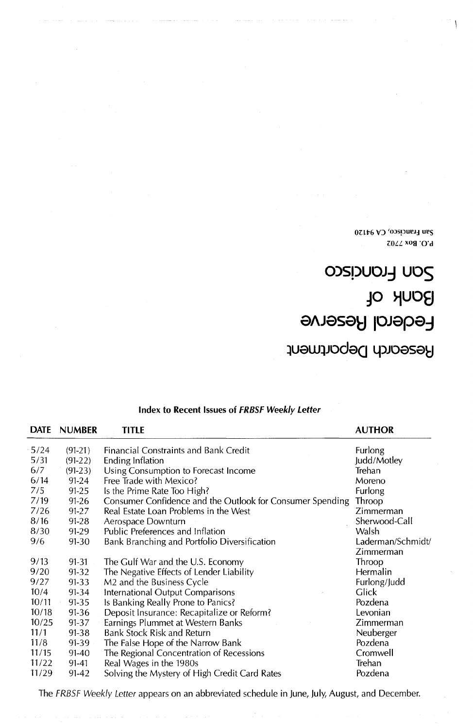Research Department

Federal Reserve

Bank of

San Francisco

P.O. Box 7702

San Francisco, CA 94120

## Index to Recent Issues of *FRBSF Weekly Letter*

| DATE | NUMBER | TITLE | AUTHOR |
|---|---|---|---|
| 5/24 | (91-21) | Financial Constraints and Bank Credit | Furlong |
| 5/31 | (91-22) | Ending Inflation | Judd/Motley |
| 6/7 | (91-23) | Using Consumption to Forecast Income | Trehan |
| 6/14 | 91-24 | Free Trade with Mexico? | Moreno |
| 7/5 | 91-25 | Is the Prime Rate Too High? | Furlong |
| 7/19 | 91-26 | Consumer Confidence and the Outlook for Consumer Spending | Throop |
| 7/26 | 91-27 | Real Estate Loan Problems in the West | Zimmerman |
| 8/16 | 91-28 | Aerospace Downturn | Sherwood-Call |
| 8/30 | 91-29 | Public Preferences and Inflation | Walsh |
| 9/6 | 91-30 | Bank Branching and Portfolio Diversification | Laderman/Schmidt/Zimmerman |
| 9/13 | 91-31 | The Gulf War and the U.S. Economy | Throop |
| 9/20 | 91-32 | The Negative Effects of Lender Liability | Hermalin |
| 9/27 | 91-33 | M2 and the Business Cycle | Furlong/Judd |
| 10/4 | 91-34 | International Output Comparisons | Glick |
| 10/11 | 91-35 | Is Banking Really Prone to Panics? | Pozdena |
| 10/18 | 91-36 | Deposit Insurance: Recapitalize or Reform? | Levonian |
| 10/25 | 91-37 | Earnings Plummet at Western Banks | Zimmerman |
| 11/1 | 91-38 | Bank Stock Risk and Return | Neuberger |
| 11/8 | 91-39 | The False Hope of the Narrow Bank | Pozdena |
| 11/15 | 91-40 | The Regional Concentration of Recessions | Cromwell |
| 11/22 | 91-41 | Real Wages in the 1980s | Trehan |
| 11/29 | 91-42 | Solving the Mystery of High Credit Card Rates | Pozdena |

The *FRBSF Weekly Letter* appears on an abbreviated schedule in June, July, August, and December.